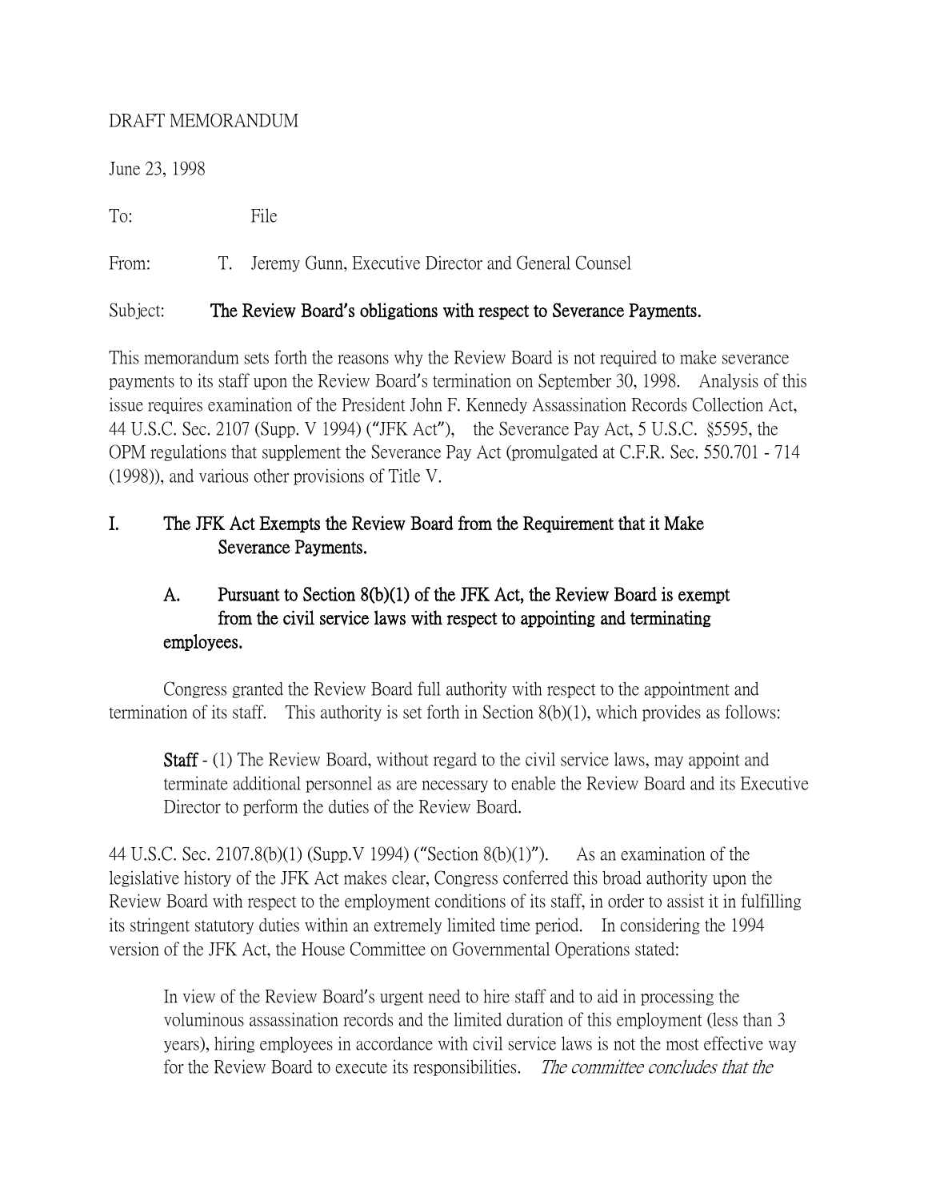DRAFT MEMORANDUM

June 23, 1998

To: File

From: T. Jeremy Gunn, Executive Director and General Counsel

Subject: **The Review Board's obligations with respect to Severance Payments.**

This memorandum sets forth the reasons why the Review Board is not required to make severance payments to its staff upon the Review Board's termination on September 30, 1998. Analysis of this issue requires examination of the President John F. Kennedy Assassination Records Collection Act, 44 U.S.C. Sec. 2107 (Supp. V 1994) ("JFK Act"), the Severance Pay Act, 5 U.S.C. §5595, the OPM regulations that supplement the Severance Pay Act (promulgated at C.F.R. Sec. 550.701 - 714 (1998)), and various other provisions of Title V.

## I. The JFK Act Exempts the Review Board from the Requirement that it Make Severance Payments.

### A. Pursuant to Section 8(b)(1) of the JFK Act, the Review Board is exempt from the civil service laws with respect to appointing and terminating employees.

Congress granted the Review Board full authority with respect to the appointment and termination of its staff. This authority is set forth in Section 8(b)(1), which provides as follows:

> **Staff** - (1) The Review Board, without regard to the civil service laws, may appoint and terminate additional personnel as are necessary to enable the Review Board and its Executive Director to perform the duties of the Review Board.

44 U.S.C. Sec. 2107.8(b)(1) (Supp.V 1994) ("Section 8(b)(1)"). As an examination of the legislative history of the JFK Act makes clear, Congress conferred this broad authority upon the Review Board with respect to the employment conditions of its staff, in order to assist it in fulfilling its stringent statutory duties within an extremely limited time period. In considering the 1994 version of the JFK Act, the House Committee on Governmental Operations stated:

> In view of the Review Board's urgent need to hire staff and to aid in processing the voluminous assassination records and the limited duration of this employment (less than 3 years), hiring employees in accordance with civil service laws is not the most effective way for the Review Board to execute its responsibilities. *The committee concludes that the*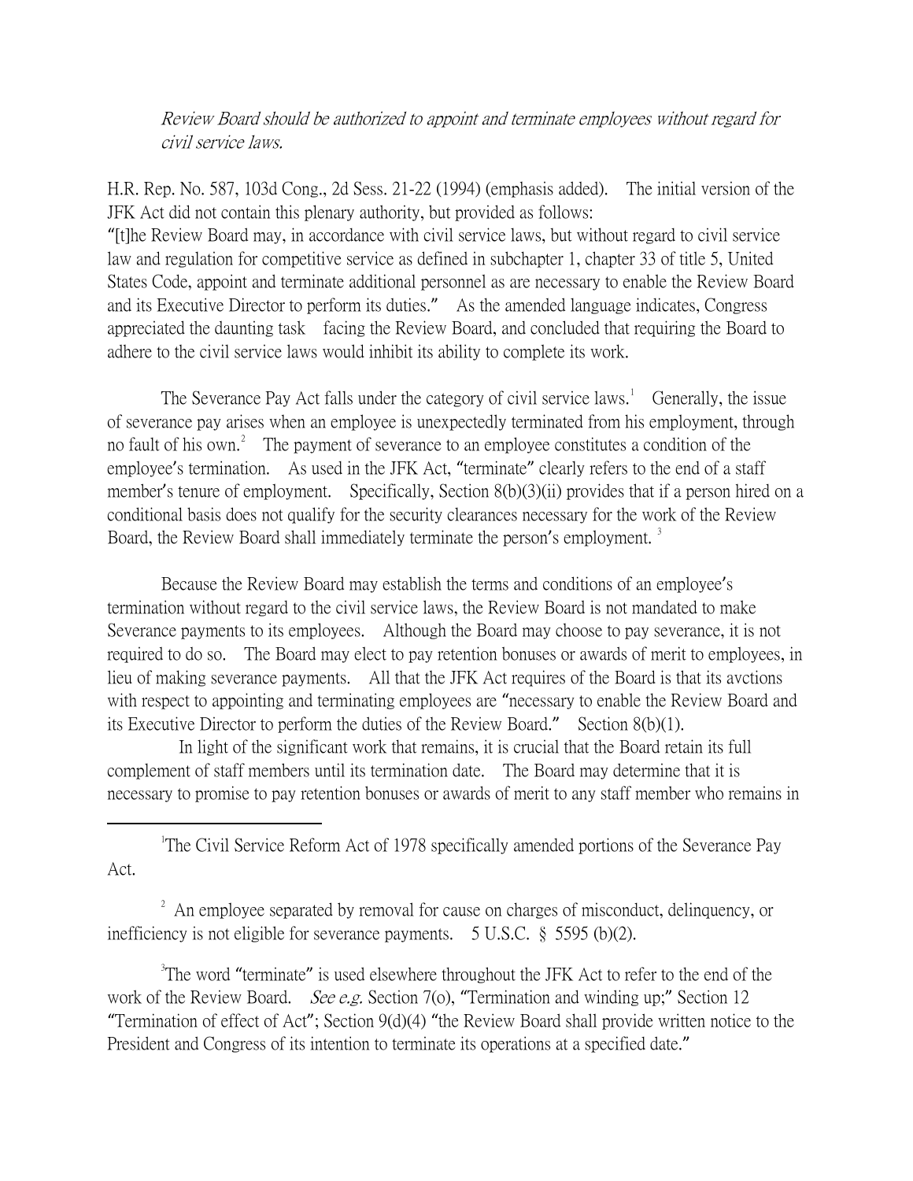*Review Board should be authorized to appoint and terminate employees without regard for civil service laws.*

H.R. Rep. No. 587, 103d Cong., 2d Sess. 21-22 (1994) (emphasis added). The initial version of the JFK Act did not contain this plenary authority, but provided as follows:
"[t]he Review Board may, in accordance with civil service laws, but without regard to civil service law and regulation for competitive service as defined in subchapter 1, chapter 33 of title 5, United States Code, appoint and terminate additional personnel as are necessary to enable the Review Board and its Executive Director to perform its duties." As the amended language indicates, Congress appreciated the daunting task facing the Review Board, and concluded that requiring the Board to adhere to the civil service laws would inhibit its ability to complete its work.

The Severance Pay Act falls under the category of civil service laws.[1] Generally, the issue of severance pay arises when an employee is unexpectedly terminated from his employment, through no fault of his own.[2] The payment of severance to an employee constitutes a condition of the employee's termination. As used in the JFK Act, "terminate" clearly refers to the end of a staff member's tenure of employment. Specifically, Section 8(b)(3)(ii) provides that if a person hired on a conditional basis does not qualify for the security clearances necessary for the work of the Review Board, the Review Board shall immediately terminate the person's employment.[3]

Because the Review Board may establish the terms and conditions of an employee's termination without regard to the civil service laws, the Review Board is not mandated to make Severance payments to its employees. Although the Board may choose to pay severance, it is not required to do so. The Board may elect to pay retention bonuses or awards of merit to employees, in lieu of making severance payments. All that the JFK Act requires of the Board is that its avctions with respect to appointing and terminating employees are "necessary to enable the Review Board and its Executive Director to perform the duties of the Review Board." Section 8(b)(1).

In light of the significant work that remains, it is crucial that the Board retain its full complement of staff members until its termination date. The Board may determine that it is necessary to promise to pay retention bonuses or awards of merit to any staff member who remains in

---

[1] The Civil Service Reform Act of 1978 specifically amended portions of the Severance Pay Act.

[2] An employee separated by removal for cause on charges of misconduct, delinquency, or inefficiency is not eligible for severance payments. 5 U.S.C. § 5595 (b)(2).

[3] The word "terminate" is used elsewhere throughout the JFK Act to refer to the end of the work of the Review Board. *See e.g.* Section 7(o), "Termination and winding up;" Section 12 "Termination of effect of Act"; Section 9(d)(4) "the Review Board shall provide written notice to the President and Congress of its intention to terminate its operations at a specified date."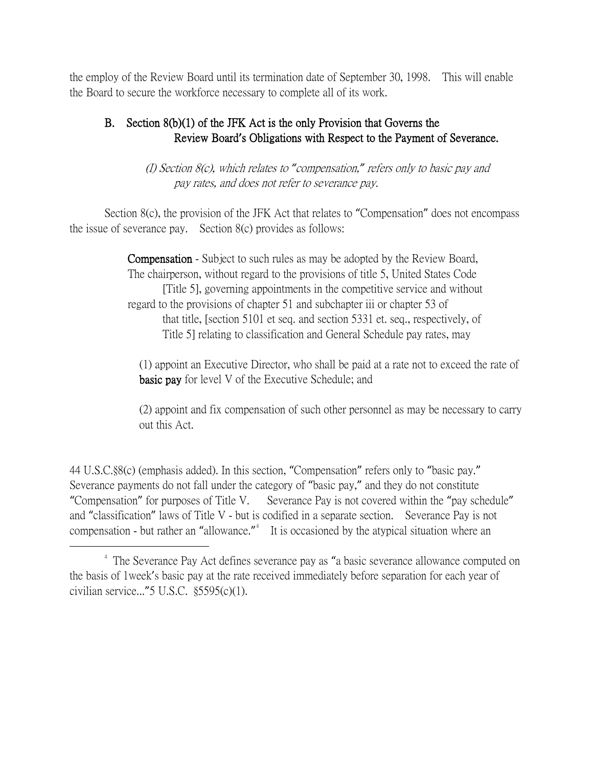the employ of the Review Board until its termination date of September 30, 1998. This will enable the Board to secure the workforce necessary to complete all of its work.

## B. Section 8(b)(1) of the JFK Act is the only Provision that Governs the Review Board's Obligations with Respect to the Payment of Severance.

*(I) Section 8(c), which relates to "compensation," refers only to basic pay and pay rates, and does not refer to severance pay.*

Section 8(c), the provision of the JFK Act that relates to "Compensation" does not encompass the issue of severance pay. Section 8(c) provides as follows:

> **Compensation** - Subject to such rules as may be adopted by the Review Board, The chairperson, without regard to the provisions of title 5, United States Code [Title 5], governing appointments in the competitive service and without regard to the provisions of chapter 51 and subchapter iii or chapter 53 of that title, [section 5101 et seq. and section 5331 et. seq., respectively, of Title 5] relating to classification and General Schedule pay rates, may
>
> (1) appoint an Executive Director, who shall be paid at a rate not to exceed the rate of **basic pay** for level V of the Executive Schedule; and
>
> (2) appoint and fix compensation of such other personnel as may be necessary to carry out this Act.

44 U.S.C.§8(c) (emphasis added). In this section, "Compensation" refers only to "basic pay." Severance payments do not fall under the category of "basic pay," and they do not constitute "Compensation" for purposes of Title V. Severance Pay is not covered within the "pay schedule" and "classification" laws of Title V - but is codified in a separate section. Severance Pay is not compensation - but rather an "allowance."[4] It is occasioned by the atypical situation where an

---

[4] The Severance Pay Act defines severance pay as "a basic severance allowance computed on the basis of 1week's basic pay at the rate received immediately before separation for each year of civilian service..."5 U.S.C. §5595(c)(1).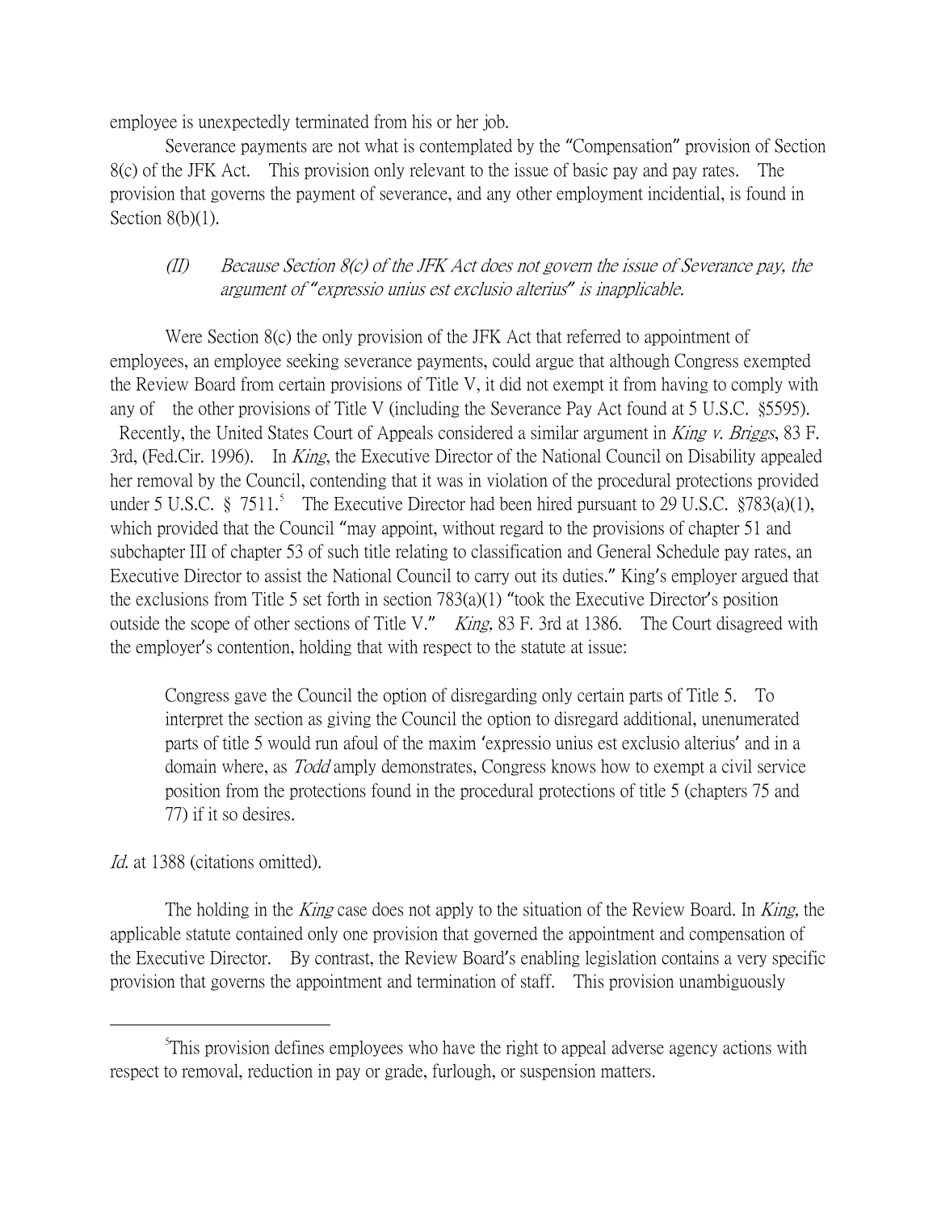employee is unexpectedly terminated from his or her job.

Severance payments are not what is contemplated by the "Compensation" provision of Section 8(c) of the JFK Act. This provision only relevant to the issue of basic pay and pay rates. The provision that governs the payment of severance, and any other employment incidential, is found in Section 8(b)(1).

*(II) Because Section 8(c) of the JFK Act does not govern the issue of Severance pay, the argument of "expressio unius est exclusio alterius" is inapplicable.*

Were Section 8(c) the only provision of the JFK Act that referred to appointment of employees, an employee seeking severance payments, could argue that although Congress exempted the Review Board from certain provisions of Title V, it did not exempt it from having to comply with any of the other provisions of Title V (including the Severance Pay Act found at 5 U.S.C. §5595). Recently, the United States Court of Appeals considered a similar argument in *King v. Briggs*, 83 F. 3rd, (Fed.Cir. 1996). In *King*, the Executive Director of the National Council on Disability appealed her removal by the Council, contending that it was in violation of the procedural protections provided under 5 U.S.C. § 7511.[5] The Executive Director had been hired pursuant to 29 U.S.C. §783(a)(1), which provided that the Council "may appoint, without regard to the provisions of chapter 51 and subchapter III of chapter 53 of such title relating to classification and General Schedule pay rates, an Executive Director to assist the National Council to carry out its duties." King's employer argued that the exclusions from Title 5 set forth in section 783(a)(1) "took the Executive Director's position outside the scope of other sections of Title V." *King*, 83 F. 3rd at 1386. The Court disagreed with the employer's contention, holding that with respect to the statute at issue:

> Congress gave the Council the option of disregarding only certain parts of Title 5. To interpret the section as giving the Council the option to disregard additional, unenumerated parts of title 5 would run afoul of the maxim 'expressio unius est exclusio alterius' and in a domain where, as *Todd* amply demonstrates, Congress knows how to exempt a civil service position from the protections found in the procedural protections of title 5 (chapters 75 and 77) if it so desires.

*Id.* at 1388 (citations omitted).

The holding in the *King* case does not apply to the situation of the Review Board. In *King*, the applicable statute contained only one provision that governed the appointment and compensation of the Executive Director. By contrast, the Review Board's enabling legislation contains a very specific provision that governs the appointment and termination of staff. This provision unambiguously

[5] This provision defines employees who have the right to appeal adverse agency actions with respect to removal, reduction in pay or grade, furlough, or suspension matters.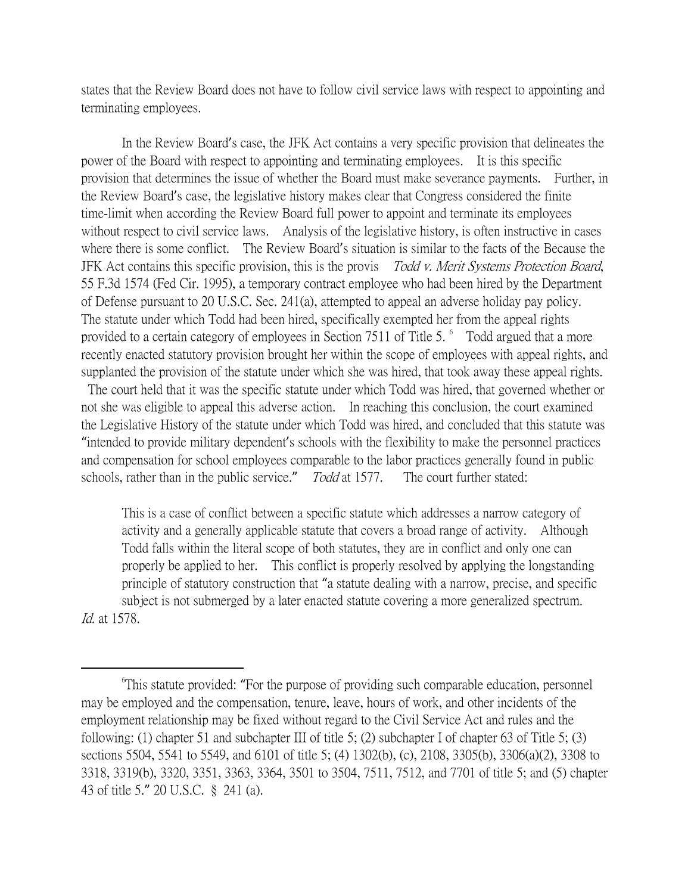states that the Review Board does not have to follow civil service laws with respect to appointing and terminating employees.

In the Review Board's case, the JFK Act contains a very specific provision that delineates the power of the Board with respect to appointing and terminating employees. It is this specific provision that determines the issue of whether the Board must make severance payments. Further, in the Review Board's case, the legislative history makes clear that Congress considered the finite time-limit when according the Review Board full power to appoint and terminate its employees without respect to civil service laws. Analysis of the legislative history, is often instructive in cases where there is some conflict. The Review Board's situation is similar to the facts of the Because the JFK Act contains this specific provision, this is the provis *Todd v. Merit Systems Protection Board*, 55 F.3d 1574 (Fed Cir. 1995), a temporary contract employee who had been hired by the Department of Defense pursuant to 20 U.S.C. Sec. 241(a), attempted to appeal an adverse holiday pay policy. The statute under which Todd had been hired, specifically exempted her from the appeal rights provided to a certain category of employees in Section 7511 of Title 5. [6] Todd argued that a more recently enacted statutory provision brought her within the scope of employees with appeal rights, and supplanted the provision of the statute under which she was hired, that took away these appeal rights. The court held that it was the specific statute under which Todd was hired, that governed whether or not she was eligible to appeal this adverse action. In reaching this conclusion, the court examined the Legislative History of the statute under which Todd was hired, and concluded that this statute was "intended to provide military dependent's schools with the flexibility to make the personnel practices and compensation for school employees comparable to the labor practices generally found in public schools, rather than in the public service." *Todd* at 1577. The court further stated:

> This is a case of conflict between a specific statute which addresses a narrow category of activity and a generally applicable statute that covers a broad range of activity. Although Todd falls within the literal scope of both statutes, they are in conflict and only one can properly be applied to her. This conflict is properly resolved by applying the longstanding principle of statutory construction that "a statute dealing with a narrow, precise, and specific subject is not submerged by a later enacted statute covering a more generalized spectrum.

*Id.* at 1578.

---

[6] This statute provided: "For the purpose of providing such comparable education, personnel may be employed and the compensation, tenure, leave, hours of work, and other incidents of the employment relationship may be fixed without regard to the Civil Service Act and rules and the following: (1) chapter 51 and subchapter III of title 5; (2) subchapter I of chapter 63 of Title 5; (3) sections 5504, 5541 to 5549, and 6101 of title 5; (4) 1302(b), (c), 2108, 3305(b), 3306(a)(2), 3308 to 3318, 3319(b), 3320, 3351, 3363, 3364, 3501 to 3504, 7511, 7512, and 7701 of title 5; and (5) chapter 43 of title 5." 20 U.S.C. § 241 (a).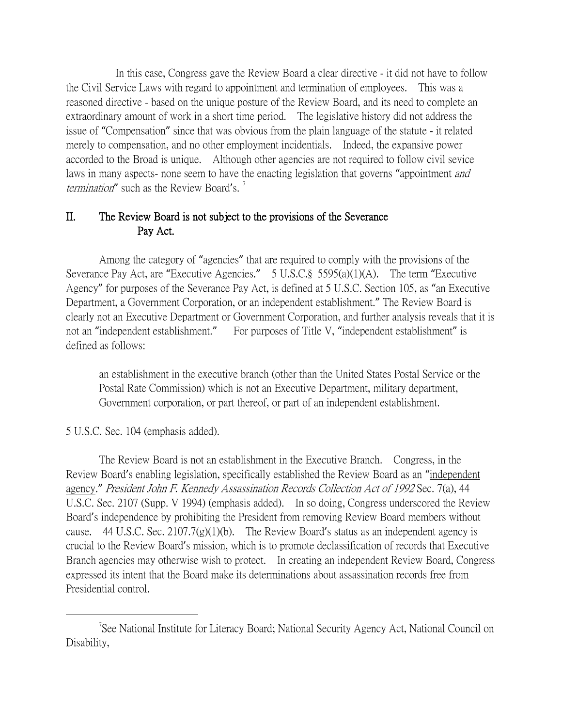In this case, Congress gave the Review Board a clear directive - it did not have to follow the Civil Service Laws with regard to appointment and termination of employees. This was a reasoned directive - based on the unique posture of the Review Board, and its need to complete an extraordinary amount of work in a short time period. The legislative history did not address the issue of "Compensation" since that was obvious from the plain language of the statute - it related merely to compensation, and no other employment incidentials. Indeed, the expansive power accorded to the Broad is unique. Although other agencies are not required to follow civil sevice laws in many aspects- none seem to have the enacting legislation that governs "appointment *and termination*" such as the Review Board's. [7]

## II. The Review Board is not subject to the provisions of the Severance Pay Act.

Among the category of "agencies" that are required to comply with the provisions of the Severance Pay Act, are "Executive Agencies." 5 U.S.C.§ 5595(a)(1)(A). The term "Executive Agency" for purposes of the Severance Pay Act, is defined at 5 U.S.C. Section 105, as "an Executive Department, a Government Corporation, or an independent establishment." The Review Board is clearly not an Executive Department or Government Corporation, and further analysis reveals that it is not an "independent establishment." For purposes of Title V, "independent establishment" is defined as follows:

> an establishment in the executive branch (other than the United States Postal Service or the Postal Rate Commission) which is not an Executive Department, military department, Government corporation, or part thereof, or part of an independent establishment.

5 U.S.C. Sec. 104 (emphasis added).

The Review Board is not an establishment in the Executive Branch. Congress, in the Review Board's enabling legislation, specifically established the Review Board as an "<u>independent agency</u>." *President John F. Kennedy Assassination Records Collection Act of 1992* Sec. 7(a), 44 U.S.C. Sec. 2107 (Supp. V 1994) (emphasis added). In so doing, Congress underscored the Review Board's independence by prohibiting the President from removing Review Board members without cause. 44 U.S.C. Sec. 2107.7(g)(1)(b). The Review Board's status as an independent agency is crucial to the Review Board's mission, which is to promote declassification of records that Executive Branch agencies may otherwise wish to protect. In creating an independent Review Board, Congress expressed its intent that the Board make its determinations about assassination records free from Presidential control.

---

[7] See National Institute for Literacy Board; National Security Agency Act, National Council on Disability,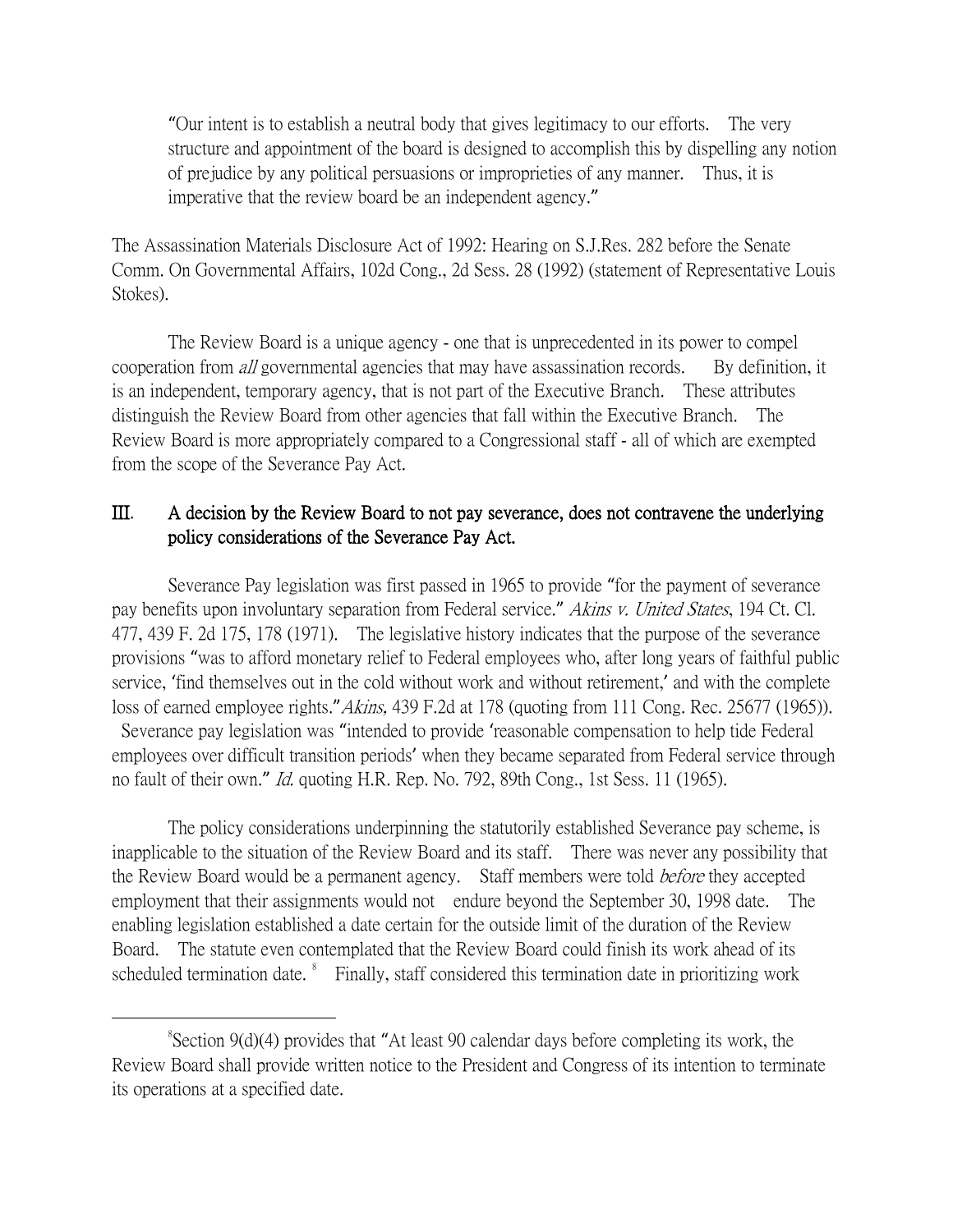> "Our intent is to establish a neutral body that gives legitimacy to our efforts. The very structure and appointment of the board is designed to accomplish this by dispelling any notion of prejudice by any political persuasions or improprieties of any manner. Thus, it is imperative that the review board be an independent agency."

The Assassination Materials Disclosure Act of 1992: Hearing on S.J.Res. 282 before the Senate Comm. On Governmental Affairs, 102d Cong., 2d Sess. 28 (1992) (statement of Representative Louis Stokes).

The Review Board is a unique agency - one that is unprecedented in its power to compel cooperation from *all* governmental agencies that may have assassination records. By definition, it is an independent, temporary agency, that is not part of the Executive Branch. These attributes distinguish the Review Board from other agencies that fall within the Executive Branch. The Review Board is more appropriately compared to a Congressional staff - all of which are exempted from the scope of the Severance Pay Act.

## III. A decision by the Review Board to not pay severance, does not contravene the underlying policy considerations of the Severance Pay Act.

Severance Pay legislation was first passed in 1965 to provide "for the payment of severance pay benefits upon involuntary separation from Federal service." *Akins v. United States*, 194 Ct. Cl. 477, 439 F. 2d 175, 178 (1971). The legislative history indicates that the purpose of the severance provisions "was to afford monetary relief to Federal employees who, after long years of faithful public service, 'find themselves out in the cold without work and without retirement,' and with the complete loss of earned employee rights."*Akins,* 439 F.2d at 178 (quoting from 111 Cong. Rec. 25677 (1965)). Severance pay legislation was "intended to provide 'reasonable compensation to help tide Federal employees over difficult transition periods' when they became separated from Federal service through no fault of their own." *Id.* quoting H.R. Rep. No. 792, 89th Cong., 1st Sess. 11 (1965).

The policy considerations underpinning the statutorily established Severance pay scheme, is inapplicable to the situation of the Review Board and its staff. There was never any possibility that the Review Board would be a permanent agency. Staff members were told *before* they accepted employment that their assignments would not endure beyond the September 30, 1998 date. The enabling legislation established a date certain for the outside limit of the duration of the Review Board. The statute even contemplated that the Review Board could finish its work ahead of its scheduled termination date. [8] Finally, staff considered this termination date in prioritizing work

[8] Section 9(d)(4) provides that "At least 90 calendar days before completing its work, the Review Board shall provide written notice to the President and Congress of its intention to terminate its operations at a specified date.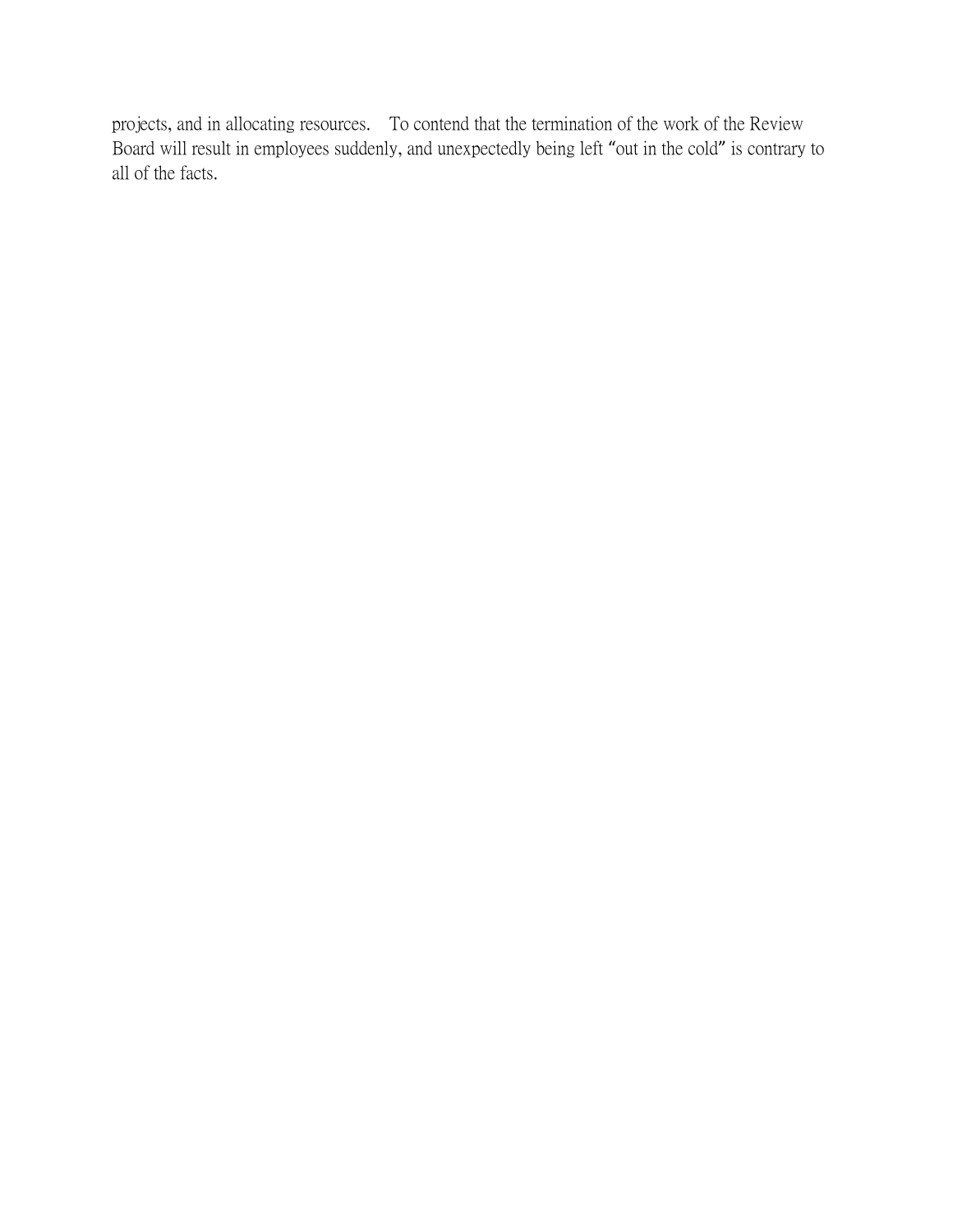projects, and in allocating resources. To contend that the termination of the work of the Review Board will result in employees suddenly, and unexpectedly being left "out in the cold" is contrary to all of the facts.